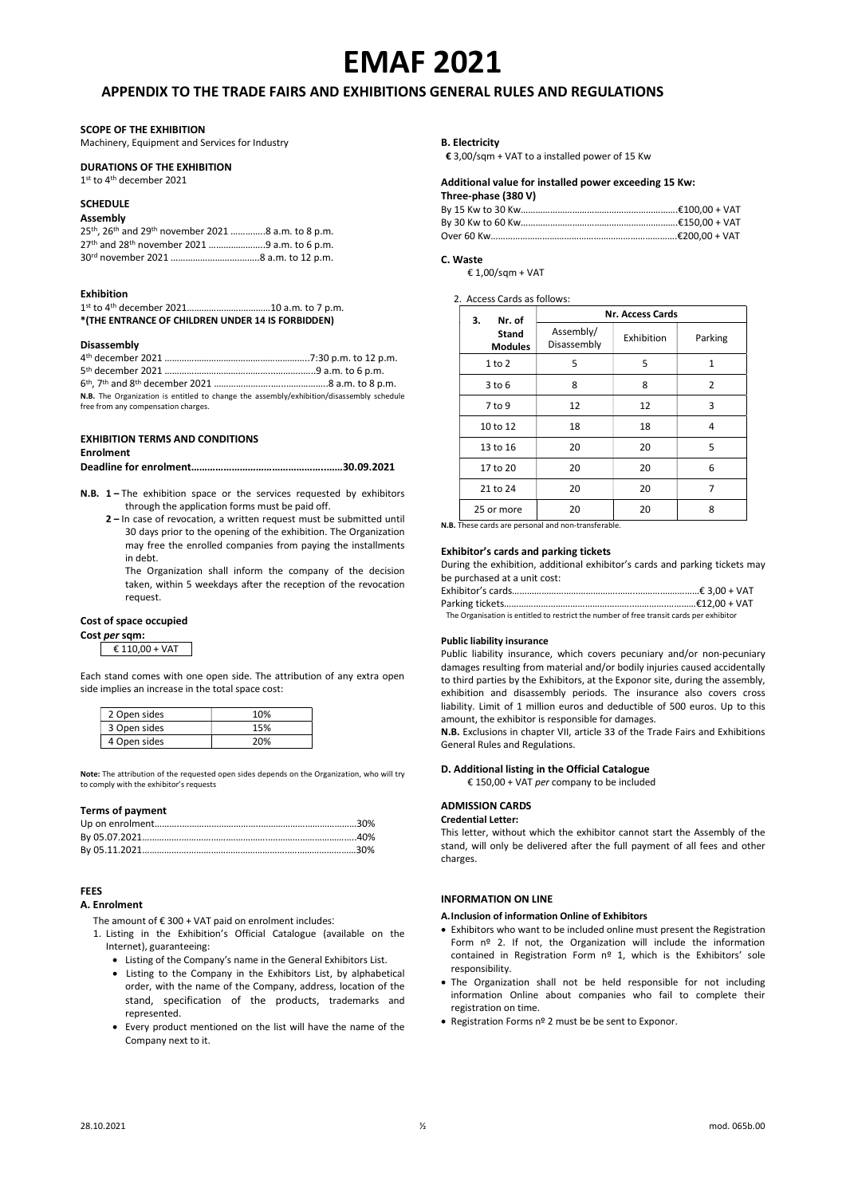# EMAF 2021

## APPENDIX TO THE TRADE FAIRS AND EXHIBITIONS GENERAL RULES AND REGULATIONS

**SCOPE OF THE EXHIBITION**
Machinery, Equipment and Services for Industry

**DURATIONS OF THE EXHIBITION**
1st to 4th december 2021

**SCHEDULE**

**Assembly**
25th, 26th and 29th november 2021 ..............8 a.m. to 8 p.m.
27th and 28th november 2021 .......................9 a.m. to 6 p.m.
30rd november 2021 ....................................8 a.m. to 12 p.m.

**Exhibition**
1st to 4th december 2021.................................10 a.m. to 7 p.m.
**\*(THE ENTRANCE OF CHILDREN UNDER 14 IS FORBIDDEN)**

**Disassembly**
4th december 2021 ..........................................................7:30 p.m. to 12 p.m.
5th december 2021 ............................................................9 a.m. to 6 p.m.
6th, 7th and 8th december 2021 ............................................8 a.m. to 8 p.m.
**N.B.** The Organization is entitled to change the assembly/exhibition/disassembly schedule free from any compensation charges.

**EXHIBITION TERMS AND CONDITIONS**

**Enrolment**
**Deadline for enrolment.......................................................30.09.2021**

**N.B. 1 –** The exhibition space or the services requested by exhibitors through the application forms must be paid off.

**2 –** In case of revocation, a written request must be submitted until 30 days prior to the opening of the exhibition. The Organization may free the enrolled companies from paying the installments in debt.
The Organization shall inform the company of the decision taken, within 5 weekdays after the reception of the revocation request.

**Cost of space occupied**
**Cost *per* sqm:**
€ 110,00 + VAT

Each stand comes with one open side. The attribution of any extra open side implies an increase in the total space cost:

| | |
|---|---|
| 2 Open sides | 10% |
| 3 Open sides | 15% |
| 4 Open sides | 20% |

**Note:** The attribution of the requested open sides depends on the Organization, who will try to comply with the exhibitor's requests

**Terms of payment**
Up on enrolment.................................................................................30%
By 05.07.2021.......................................................................................40%
By 05.11.2021.......................................................................................30%

**FEES**

**A. Enrolment**

The amount of € 300 + VAT paid on enrolment includes:

1. Listing in the Exhibition's Official Catalogue (available on the Internet), guaranteeing:
   - Listing of the Company's name in the General Exhibitors List.
   - Listing to the Company in the Exhibitors List, by alphabetical order, with the name of the Company, address, location of the stand, specification of the products, trademarks and represented.
   - Every product mentioned on the list will have the name of the Company next to it.

**B. Electricity**
**€** 3,00/sqm + VAT to a installed power of 15 Kw

**Additional value for installed power exceeding 15 Kw:**
**Three-phase (380 V)**
By 15 Kw to 30 Kw.................................................................€100,00 + VAT
By 30 Kw to 60 Kw.................................................................€150,00 + VAT
Over 60 Kw...........................................................................€200,00 + VAT

**C. Waste**
€ 1,00/sqm + VAT

2. Access Cards as follows:

| 3. Nr. of Stand Modules | Nr. Access Cards | | |
|---|---|---|---|
| | Assembly/ Disassembly | Exhibition | Parking |
| 1 to 2 | 5 | 5 | 1 |
| 3 to 6 | 8 | 8 | 2 |
| 7 to 9 | 12 | 12 | 3 |
| 10 to 12 | 18 | 18 | 4 |
| 13 to 16 | 20 | 20 | 5 |
| 17 to 20 | 20 | 20 | 6 |
| 21 to 24 | 20 | 20 | 7 |
| 25 or more | 20 | 20 | 8 |

**N.B.** These cards are personal and non-transferable.

**Exhibitor's cards and parking tickets**
During the exhibition, additional exhibitor's cards and parking tickets may be purchased at a unit cost:
Exhibitor's cards..........................................................................€ 3,00 + VAT
Parking tickets...........................................................................€12,00 + VAT
The Organisation is entitled to restrict the number of free transit cards per exhibitor

**Public liability insurance**
Public liability insurance, which covers pecuniary and/or non-pecuniary damages resulting from material and/or bodily injuries caused accidentally to third parties by the Exhibitors, at the Exponor site, during the assembly, exhibition and disassembly periods. The insurance also covers cross liability. Limit of 1 million euros and deductible of 500 euros. Up to this amount, the exhibitor is responsible for damages.
**N.B.** Exclusions in chapter VII, article 33 of the Trade Fairs and Exhibitions General Rules and Regulations.

**D. Additional listing in the Official Catalogue**
€ 150,00 + VAT *per* company to be included

**ADMISSION CARDS**

**Credential Letter:**
This letter, without which the exhibitor cannot start the Assembly of the stand, will only be delivered after the full payment of all fees and other charges.

**INFORMATION ON LINE**

**A. Inclusion of information Online of Exhibitors**

- Exhibitors who want to be included online must present the Registration Form nº 2. If not, the Organization will include the information contained in Registration Form nº 1, which is the Exhibitors' sole responsibility.
- The Organization shall not be held responsible for not including information Online about companies who fail to complete their registration on time.
- Registration Forms nº 2 must be be sent to Exponor.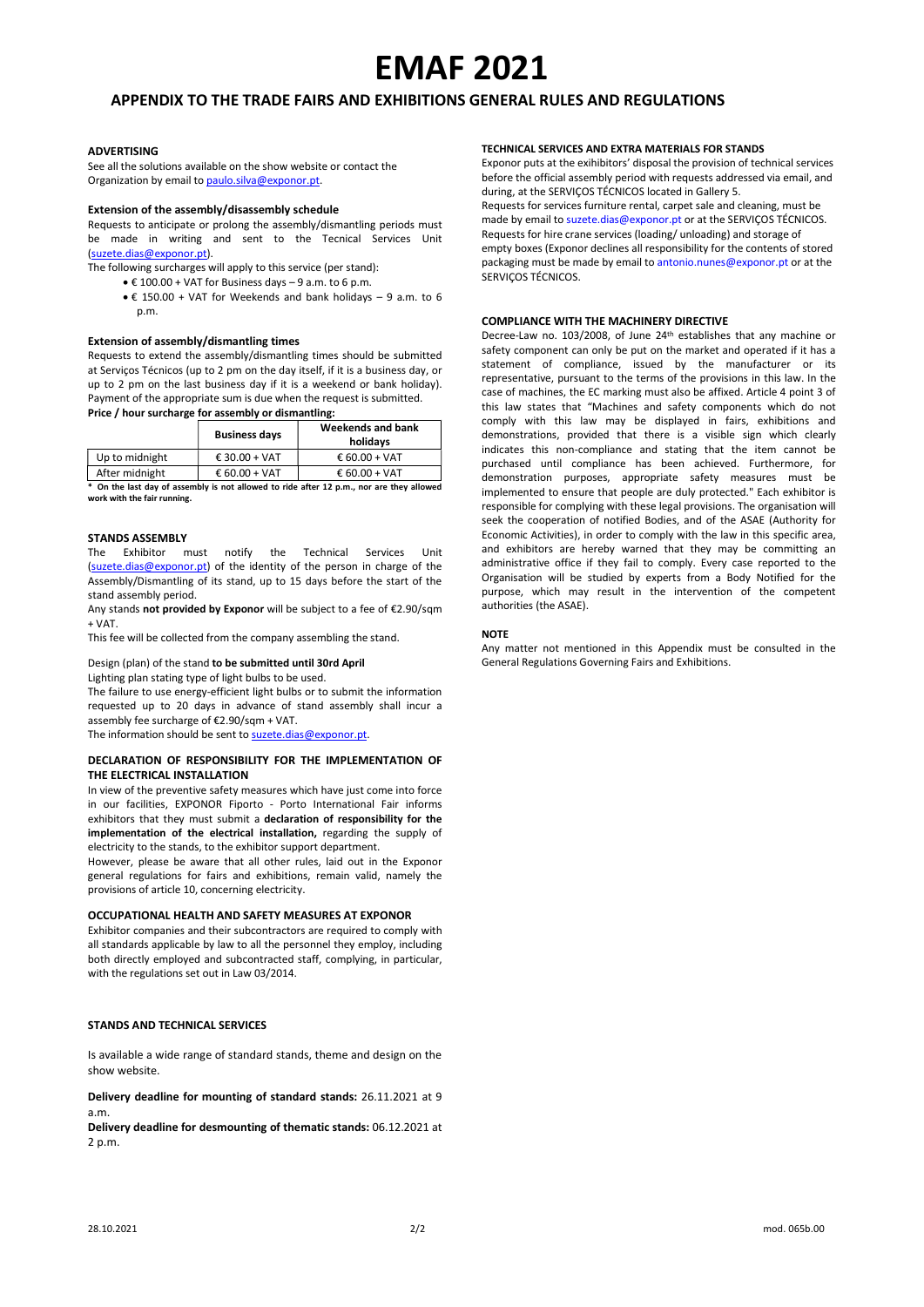# EMAF 2021

## APPENDIX TO THE TRADE FAIRS AND EXHIBITIONS GENERAL RULES AND REGULATIONS

### ADVERTISING

See all the solutions available on the show website or contact the Organization by email to paulo.silva@exponor.pt.

### Extension of the assembly/disassembly schedule

Requests to anticipate or prolong the assembly/dismantling periods must be made in writing and sent to the Tecnical Services Unit (suzete.dias@exponor.pt).

The following surcharges will apply to this service (per stand):

- € 100.00 + VAT for Business days – 9 a.m. to 6 p.m.
- € 150.00 + VAT for Weekends and bank holidays – 9 a.m. to 6 p.m.

### Extension of assembly/dismantling times

Requests to extend the assembly/dismantling times should be submitted at Serviços Técnicos (up to 2 pm on the day itself, if it is a business day, or up to 2 pm on the last business day if it is a weekend or bank holiday). Payment of the appropriate sum is due when the request is submitted.

**Price / hour surcharge for assembly or dismantling:**

| | Business days | Weekends and bank holidays |
|---|---|---|
| Up to midnight | € 30.00 + VAT | € 60.00 + VAT |
| After midnight | € 60.00 + VAT | € 60.00 + VAT |

**\* On the last day of assembly is not allowed to ride after 12 p.m., nor are they allowed work with the fair running.**

### STANDS ASSEMBLY

The Exhibitor must notify the Technical Services Unit (suzete.dias@exponor.pt) of the identity of the person in charge of the Assembly/Dismantling of its stand, up to 15 days before the start of the stand assembly period.

Any stands **not provided by Exponor** will be subject to a fee of €2.90/sqm + VAT.

This fee will be collected from the company assembling the stand.

Design (plan) of the stand **to be submitted until 30rd April**

Lighting plan stating type of light bulbs to be used.

The failure to use energy-efficient light bulbs or to submit the information requested up to 20 days in advance of stand assembly shall incur a assembly fee surcharge of €2.90/sqm + VAT.

The information should be sent to suzete.dias@exponor.pt.

### DECLARATION OF RESPONSIBILITY FOR THE IMPLEMENTATION OF THE ELECTRICAL INSTALLATION

In view of the preventive safety measures which have just come into force in our facilities, EXPONOR Fiporto - Porto International Fair informs exhibitors that they must submit a **declaration of responsibility for the implementation of the electrical installation,** regarding the supply of electricity to the stands, to the exhibitor support department.

However, please be aware that all other rules, laid out in the Exponor general regulations for fairs and exhibitions, remain valid, namely the provisions of article 10, concerning electricity.

### OCCUPATIONAL HEALTH AND SAFETY MEASURES AT EXPONOR

Exhibitor companies and their subcontractors are required to comply with all standards applicable by law to all the personnel they employ, including both directly employed and subcontracted staff, complying, in particular, with the regulations set out in Law 03/2014.

### STANDS AND TECHNICAL SERVICES

Is available a wide range of standard stands, theme and design on the show website.

**Delivery deadline for mounting of standard stands:** 26.11.2021 at 9 a.m.

**Delivery deadline for desmounting of thematic stands:** 06.12.2021 at 2 p.m.

### TECHNICAL SERVICES AND EXTRA MATERIALS FOR STANDS

Exponor puts at the exihibitors' disposal the provision of technical services before the official assembly period with requests addressed via email, and during, at the SERVIÇOS TÉCNICOS located in Gallery 5.

Requests for services furniture rental, carpet sale and cleaning, must be made by email to suzete.dias@exponor.pt or at the SERVIÇOS TÉCNICOS.

Requests for hire crane services (loading/ unloading) and storage of empty boxes (Exponor declines all responsibility for the contents of stored packaging must be made by email to antonio.nunes@exponor.pt or at the SERVIÇOS TÉCNICOS.

### COMPLIANCE WITH THE MACHINERY DIRECTIVE

Decree-Law no. 103/2008, of June 24th establishes that any machine or safety component can only be put on the market and operated if it has a statement of compliance, issued by the manufacturer or its representative, pursuant to the terms of the provisions in this law. In the case of machines, the EC marking must also be affixed. Article 4 point 3 of this law states that "Machines and safety components which do not comply with this law may be displayed in fairs, exhibitions and demonstrations, provided that there is a visible sign which clearly indicates this non-compliance and stating that the item cannot be purchased until compliance has been achieved. Furthermore, for demonstration purposes, appropriate safety measures must be implemented to ensure that people are duly protected." Each exhibitor is responsible for complying with these legal provisions. The organisation will seek the cooperation of notified Bodies, and of the ASAE (Authority for Economic Activities), in order to comply with the law in this specific area, and exhibitors are hereby warned that they may be committing an administrative office if they fail to comply. Every case reported to the Organisation will be studied by experts from a Body Notified for the purpose, which may result in the intervention of the competent authorities (the ASAE).

### NOTE

Any matter not mentioned in this Appendix must be consulted in the General Regulations Governing Fairs and Exhibitions.

28.10.2021 mod. 065b.00